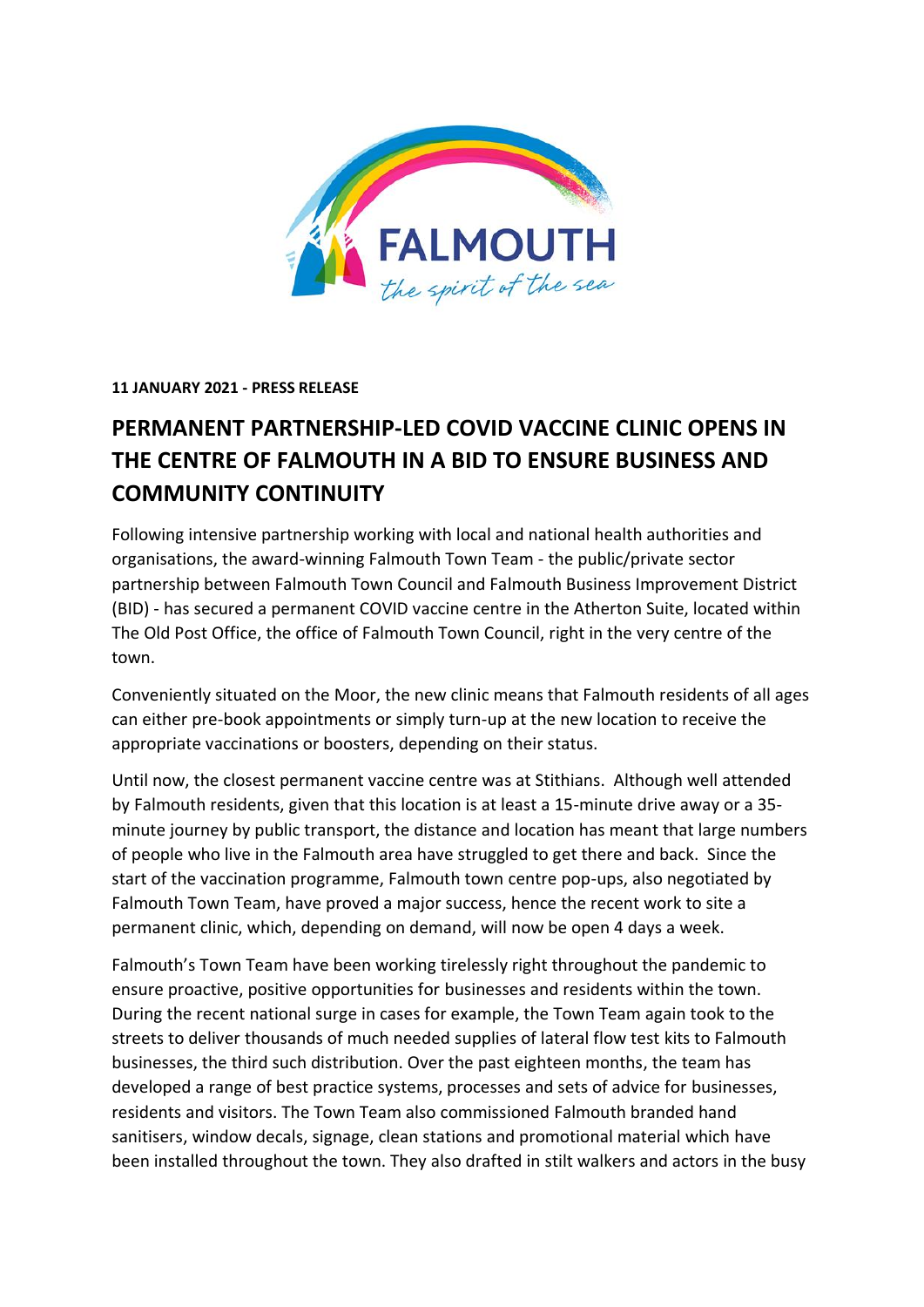**11 JANUARY 2021 - PRESS RELEASE**

# PERMANENT PARTNERSHIP-LED COVID VACCINE CLINIC OPENS IN THE CENTRE OF FALMOUTH IN A BID TO ENSURE BUSINESS AND COMMUNITY CONTINUITY

Following intensive partnership working with local and national health authorities and organisations, the award-winning Falmouth Town Team - the public/private sector partnership between Falmouth Town Council and Falmouth Business Improvement District (BID) - has secured a permanent COVID vaccine centre in the Atherton Suite, located within The Old Post Office, the office of Falmouth Town Council, right in the very centre of the town.

Conveniently situated on the Moor, the new clinic means that Falmouth residents of all ages can either pre-book appointments or simply turn-up at the new location to receive the appropriate vaccinations or boosters, depending on their status.

Until now, the closest permanent vaccine centre was at Stithians. Although well attended by Falmouth residents, given that this location is at least a 15-minute drive away or a 35-minute journey by public transport, the distance and location has meant that large numbers of people who live in the Falmouth area have struggled to get there and back. Since the start of the vaccination programme, Falmouth town centre pop-ups, also negotiated by Falmouth Town Team, have proved a major success, hence the recent work to site a permanent clinic, which, depending on demand, will now be open 4 days a week.

Falmouth's Town Team have been working tirelessly right throughout the pandemic to ensure proactive, positive opportunities for businesses and residents within the town. During the recent national surge in cases for example, the Town Team again took to the streets to deliver thousands of much needed supplies of lateral flow test kits to Falmouth businesses, the third such distribution. Over the past eighteen months, the team has developed a range of best practice systems, processes and sets of advice for businesses, residents and visitors. The Town Team also commissioned Falmouth branded hand sanitisers, window decals, signage, clean stations and promotional material which have been installed throughout the town. They also drafted in stilt walkers and actors in the busy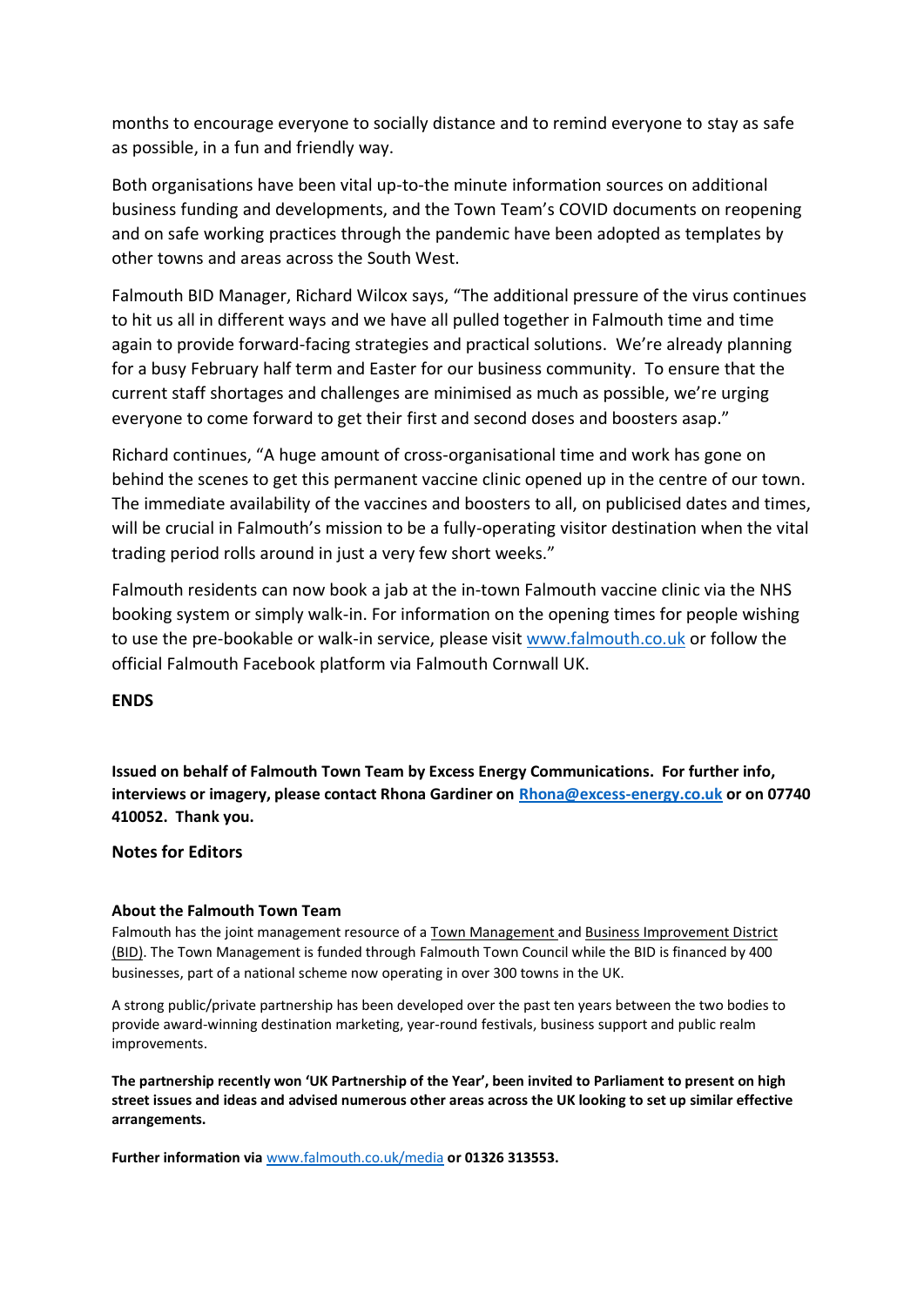months to encourage everyone to socially distance and to remind everyone to stay as safe as possible, in a fun and friendly way.

Both organisations have been vital up-to-the minute information sources on additional business funding and developments, and the Town Team's COVID documents on reopening and on safe working practices through the pandemic have been adopted as templates by other towns and areas across the South West.

Falmouth BID Manager, Richard Wilcox says, "The additional pressure of the virus continues to hit us all in different ways and we have all pulled together in Falmouth time and time again to provide forward-facing strategies and practical solutions. We're already planning for a busy February half term and Easter for our business community. To ensure that the current staff shortages and challenges are minimised as much as possible, we're urging everyone to come forward to get their first and second doses and boosters asap."

Richard continues, "A huge amount of cross-organisational time and work has gone on behind the scenes to get this permanent vaccine clinic opened up in the centre of our town. The immediate availability of the vaccines and boosters to all, on publicised dates and times, will be crucial in Falmouth's mission to be a fully-operating visitor destination when the vital trading period rolls around in just a very few short weeks."

Falmouth residents can now book a jab at the in-town Falmouth vaccine clinic via the NHS booking system or simply walk-in. For information on the opening times for people wishing to use the pre-bookable or walk-in service, please visit [www.falmouth.co.uk](http://www.falmouth.co.uk) or follow the official Falmouth Facebook platform via Falmouth Cornwall UK.

**ENDS**

**Issued on behalf of Falmouth Town Team by Excess Energy Communications. For further info, interviews or imagery, please contact Rhona Gardiner on [Rhona@excess-energy.co.uk](mailto:Rhona@excess-energy.co.uk) or on 07740 410052. Thank you.**

## Notes for Editors

**About the Falmouth Town Team**

Falmouth has the joint management resource of a Town Management and Business Improvement District (BID). The Town Management is funded through Falmouth Town Council while the BID is financed by 400 businesses, part of a national scheme now operating in over 300 towns in the UK.

A strong public/private partnership has been developed over the past ten years between the two bodies to provide award-winning destination marketing, year-round festivals, business support and public realm improvements.

**The partnership recently won 'UK Partnership of the Year', been invited to Parliament to present on high street issues and ideas and advised numerous other areas across the UK looking to set up similar effective arrangements.**

**Further information via [www.falmouth.co.uk/media](http://www.falmouth.co.uk/media) or 01326 313553.**